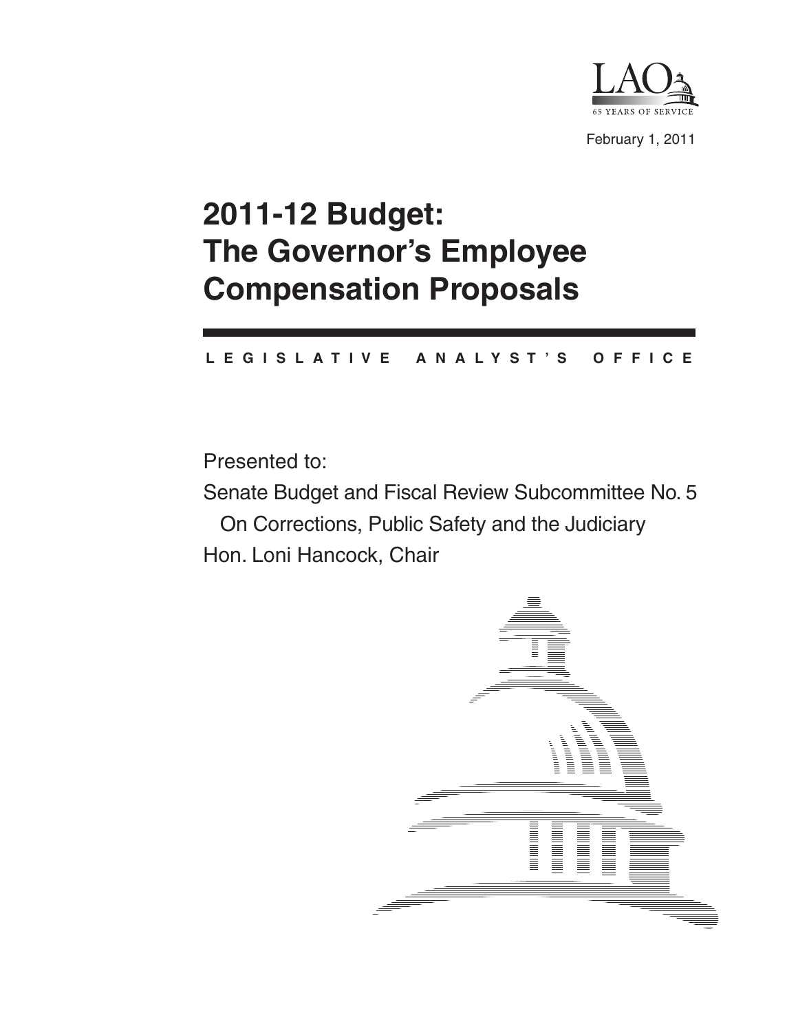LAO

65 YEARS OF SERVICE

February 1, 2011

# 2011-12 Budget: The Governor's Employee Compensation Proposals

**LEGISLATIVE ANALYST'S OFFICE**

Presented to:

Senate Budget and Fiscal Review Subcommittee No. 5
On Corrections, Public Safety and the Judiciary
Hon. Loni Hancock, Chair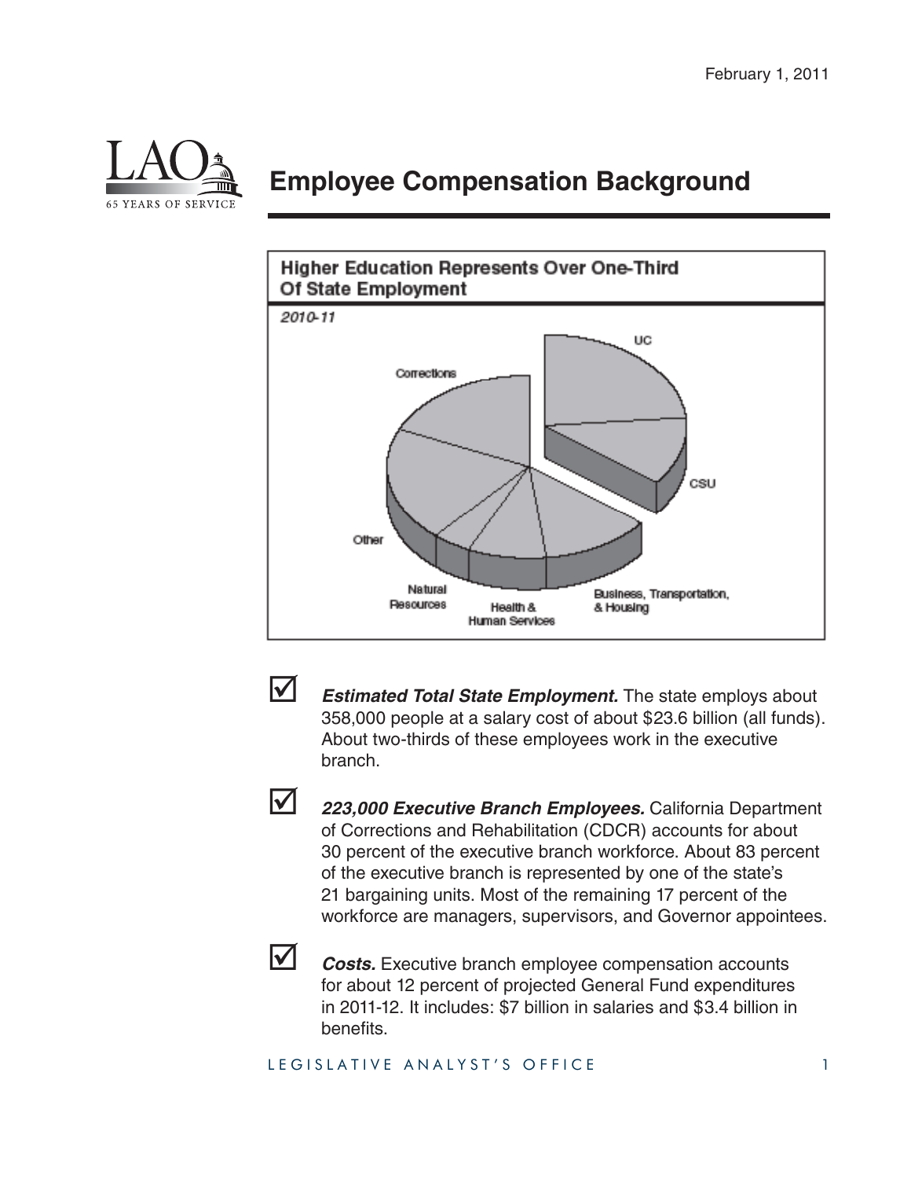February 1, 2011

# Employee Compensation Background

**Higher Education Represents Over One-Third Of State Employment**

*2010-11*

UC

CSU

Corrections

Other

Natural Resources

Health & Human Services

Business, Transportation, & Housing

- ***Estimated Total State Employment.*** The state employs about 358,000 people at a salary cost of about $23.6 billion (all funds). About two-thirds of these employees work in the executive branch.

- ***223,000 Executive Branch Employees.*** California Department of Corrections and Rehabilitation (CDCR) accounts for about 30 percent of the executive branch workforce. About 83 percent of the executive branch is represented by one of the state's 21 bargaining units. Most of the remaining 17 percent of the workforce are managers, supervisors, and Governor appointees.

- ***Costs.*** Executive branch employee compensation accounts for about 12 percent of projected General Fund expenditures in 2011-12. It includes: $7 billion in salaries and $3.4 billion in benefits.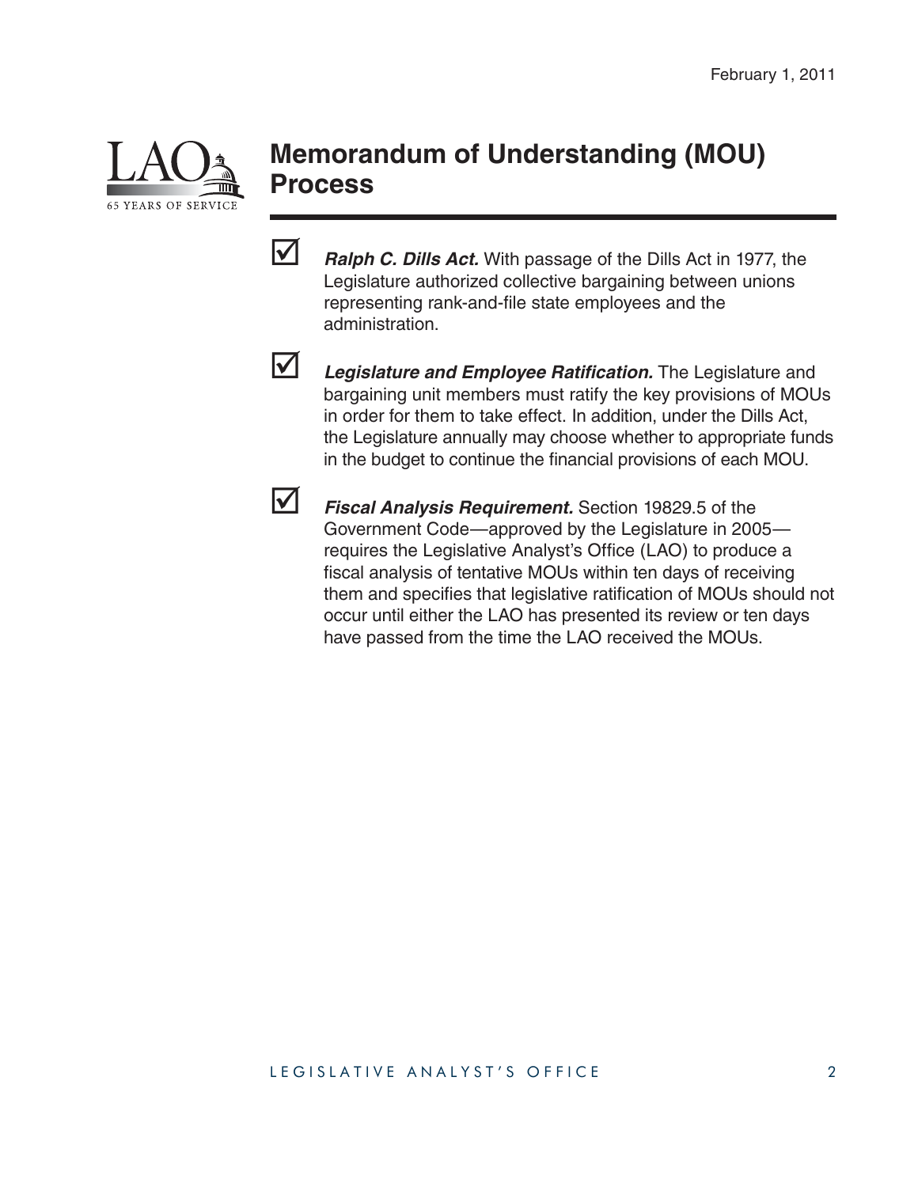February 1, 2011

# Memorandum of Understanding (MOU) Process

- ☑ ***Ralph C. Dills Act.*** With passage of the Dills Act in 1977, the Legislature authorized collective bargaining between unions representing rank-and-file state employees and the administration.

- ☑ ***Legislature and Employee Ratification.*** The Legislature and bargaining unit members must ratify the key provisions of MOUs in order for them to take effect. In addition, under the Dills Act, the Legislature annually may choose whether to appropriate funds in the budget to continue the financial provisions of each MOU.

- ☑ ***Fiscal Analysis Requirement.*** Section 19829.5 of the Government Code—approved by the Legislature in 2005—requires the Legislative Analyst's Office (LAO) to produce a fiscal analysis of tentative MOUs within ten days of receiving them and specifies that legislative ratification of MOUs should not occur until either the LAO has presented its review or ten days have passed from the time the LAO received the MOUs.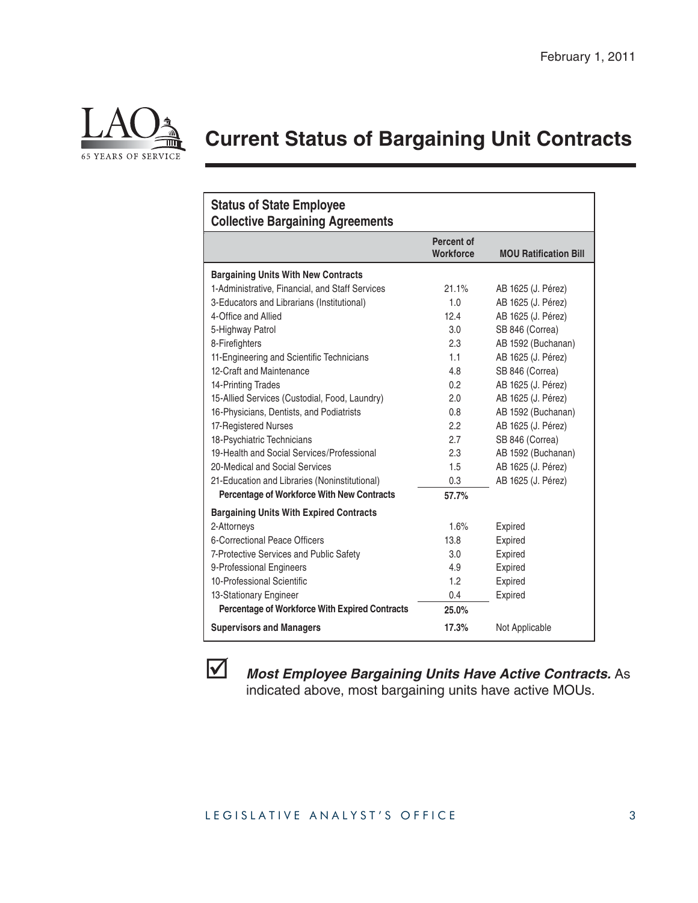# Current Status of Bargaining Unit Contracts

**Status of State Employee Collective Bargaining Agreements**

| | Percent of Workforce | MOU Ratification Bill |
|---|---|---|
| **Bargaining Units With New Contracts** | | |
| 1-Administrative, Financial, and Staff Services | 21.1% | AB 1625 (J. Pérez) |
| 3-Educators and Librarians (Institutional) | 1.0 | AB 1625 (J. Pérez) |
| 4-Office and Allied | 12.4 | AB 1625 (J. Pérez) |
| 5-Highway Patrol | 3.0 | SB 846 (Correa) |
| 8-Firefighters | 2.3 | AB 1592 (Buchanan) |
| 11-Engineering and Scientific Technicians | 1.1 | AB 1625 (J. Pérez) |
| 12-Craft and Maintenance | 4.8 | SB 846 (Correa) |
| 14-Printing Trades | 0.2 | AB 1625 (J. Pérez) |
| 15-Allied Services (Custodial, Food, Laundry) | 2.0 | AB 1625 (J. Pérez) |
| 16-Physicians, Dentists, and Podiatrists | 0.8 | AB 1592 (Buchanan) |
| 17-Registered Nurses | 2.2 | AB 1625 (J. Pérez) |
| 18-Psychiatric Technicians | 2.7 | SB 846 (Correa) |
| 19-Health and Social Services/Professional | 2.3 | AB 1592 (Buchanan) |
| 20-Medical and Social Services | 1.5 | AB 1625 (J. Pérez) |
| 21-Education and Libraries (Noninstitutional) | 0.3 | AB 1625 (J. Pérez) |
| **Percentage of Workforce With New Contracts** | **57.7%** | |
| **Bargaining Units With Expired Contracts** | | |
| 2-Attorneys | 1.6% | Expired |
| 6-Correctional Peace Officers | 13.8 | Expired |
| 7-Protective Services and Public Safety | 3.0 | Expired |
| 9-Professional Engineers | 4.9 | Expired |
| 10-Professional Scientific | 1.2 | Expired |
| 13-Stationary Engineer | 0.4 | Expired |
| **Percentage of Workforce With Expired Contracts** | **25.0%** | |
| **Supervisors and Managers** | **17.3%** | Not Applicable |

☑ ***Most Employee Bargaining Units Have Active Contracts.*** As indicated above, most bargaining units have active MOUs.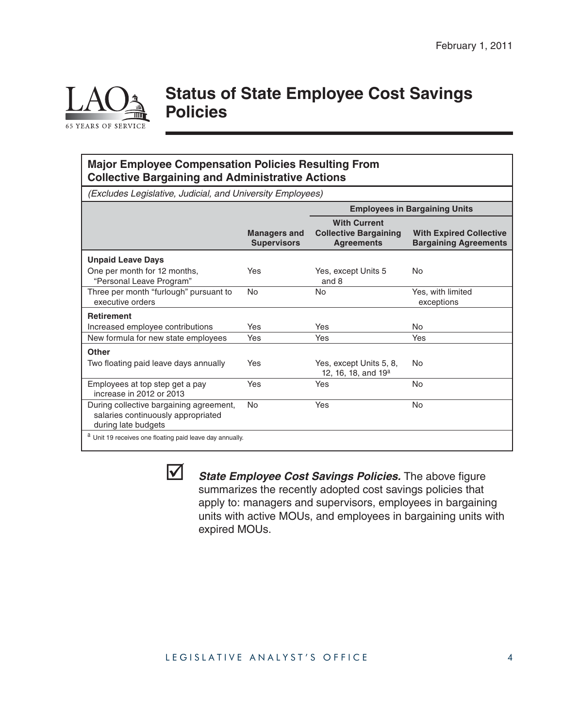February 1, 2011

# Status of State Employee Cost Savings Policies

**Major Employee Compensation Policies Resulting From Collective Bargaining and Administrative Actions**

*(Excludes Legislative, Judicial, and University Employees)*

| | | Employees in Bargaining Units | |
|---|---|---|---|
| | **Managers and Supervisors** | **With Current Collective Bargaining Agreements** | **With Expired Collective Bargaining Agreements** |
| **Unpaid Leave Days** | | | |
| One per month for 12 months, "Personal Leave Program" | Yes | Yes, except Units 5 and 8 | No |
| Three per month "furlough" pursuant to executive orders | No | No | Yes, with limited exceptions |
| **Retirement** | | | |
| Increased employee contributions | Yes | Yes | No |
| New formula for new state employees | Yes | Yes | Yes |
| **Other** | | | |
| Two floating paid leave days annually | Yes | Yes, except Units 5, 8, 12, 16, 18, and 19[a] | No |
| Employees at top step get a pay increase in 2012 or 2013 | Yes | Yes | No |
| During collective bargaining agreement, salaries continuously appropriated during late budgets | No | Yes | No |

[a] Unit 19 receives one floating paid leave day annually.

☑ ***State Employee Cost Savings Policies.*** The above figure summarizes the recently adopted cost savings policies that apply to: managers and supervisors, employees in bargaining units with active MOUs, and employees in bargaining units with expired MOUs.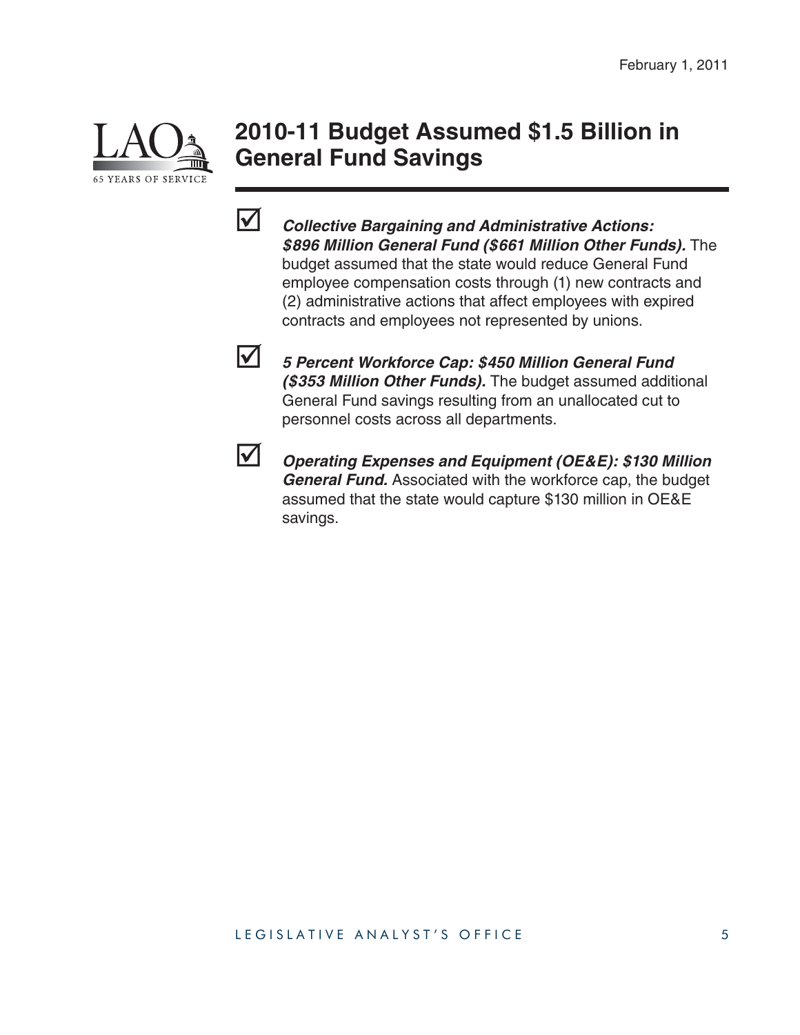# 2010-11 Budget Assumed $1.5 Billion in General Fund Savings

- ***Collective Bargaining and Administrative Actions: $896 Million General Fund ($661 Million Other Funds).*** The budget assumed that the state would reduce General Fund employee compensation costs through (1) new contracts and (2) administrative actions that affect employees with expired contracts and employees not represented by unions.

- ***5 Percent Workforce Cap: $450 Million General Fund ($353 Million Other Funds).*** The budget assumed additional General Fund savings resulting from an unallocated cut to personnel costs across all departments.

- ***Operating Expenses and Equipment (OE&E): $130 Million General Fund.*** Associated with the workforce cap, the budget assumed that the state would capture $130 million in OE&E savings.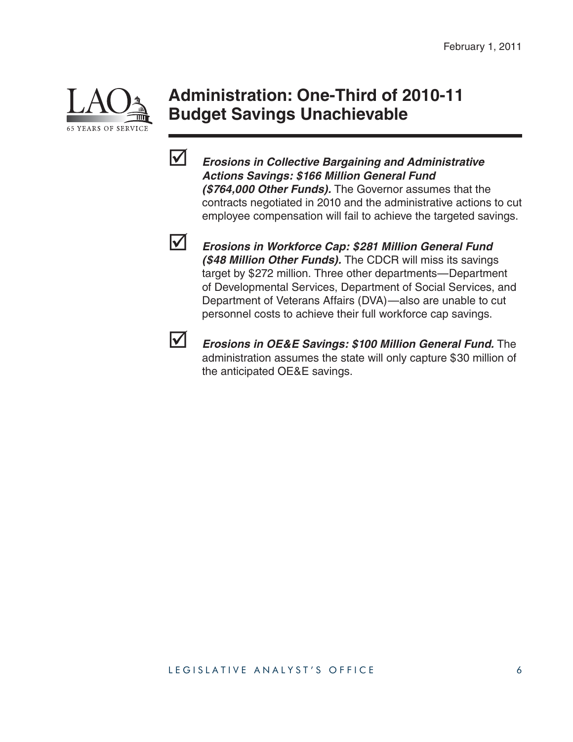# Administration: One-Third of 2010-11 Budget Savings Unachievable

- ***Erosions in Collective Bargaining and Administrative Actions Savings: $166 Million General Fund ($764,000 Other Funds).*** The Governor assumes that the contracts negotiated in 2010 and the administrative actions to cut employee compensation will fail to achieve the targeted savings.

- ***Erosions in Workforce Cap: $281 Million General Fund ($48 Million Other Funds).*** The CDCR will miss its savings target by $272 million. Three other departments—Department of Developmental Services, Department of Social Services, and Department of Veterans Affairs (DVA)—also are unable to cut personnel costs to achieve their full workforce cap savings.

- ***Erosions in OE&E Savings: $100 Million General Fund.*** The administration assumes the state will only capture $30 million of the anticipated OE&E savings.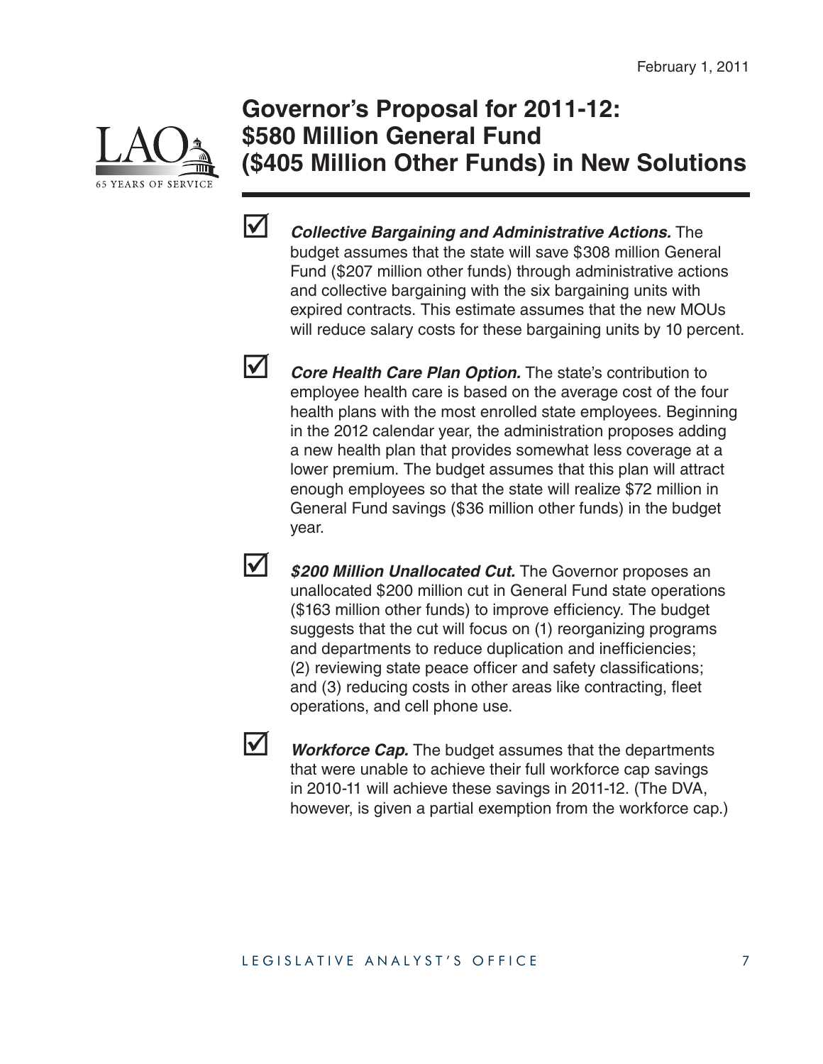February 1, 2011

# Governor's Proposal for 2011-12: $580 Million General Fund ($405 Million Other Funds) in New Solutions

- ☑ ***Collective Bargaining and Administrative Actions.*** The budget assumes that the state will save $308 million General Fund ($207 million other funds) through administrative actions and collective bargaining with the six bargaining units with expired contracts. This estimate assumes that the new MOUs will reduce salary costs for these bargaining units by 10 percent.

- ☑ ***Core Health Care Plan Option.*** The state's contribution to employee health care is based on the average cost of the four health plans with the most enrolled state employees. Beginning in the 2012 calendar year, the administration proposes adding a new health plan that provides somewhat less coverage at a lower premium. The budget assumes that this plan will attract enough employees so that the state will realize $72 million in General Fund savings ($36 million other funds) in the budget year.

- ☑ ***$200 Million Unallocated Cut.*** The Governor proposes an unallocated $200 million cut in General Fund state operations ($163 million other funds) to improve efficiency. The budget suggests that the cut will focus on (1) reorganizing programs and departments to reduce duplication and inefficiencies; (2) reviewing state peace officer and safety classifications; and (3) reducing costs in other areas like contracting, fleet operations, and cell phone use.

- ☑ ***Workforce Cap.*** The budget assumes that the departments that were unable to achieve their full workforce cap savings in 2010-11 will achieve these savings in 2011-12. (The DVA, however, is given a partial exemption from the workforce cap.)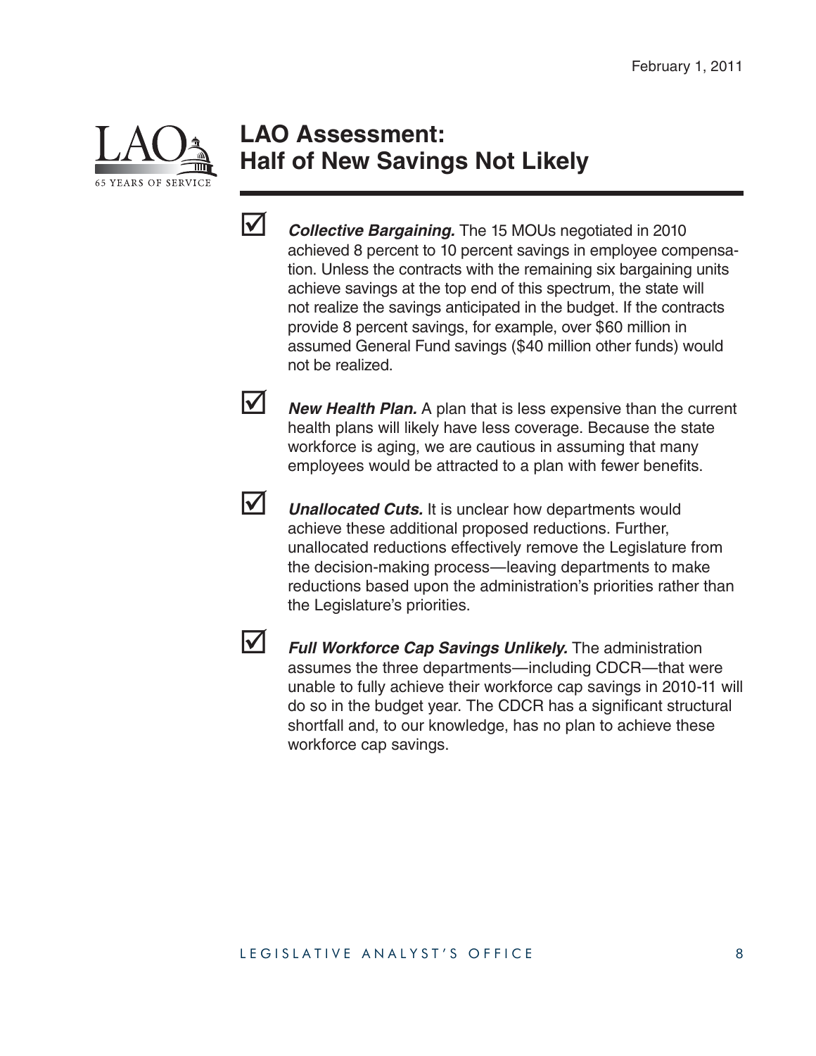# LAO Assessment: Half of New Savings Not Likely

- ☑ ***Collective Bargaining.*** The 15 MOUs negotiated in 2010 achieved 8 percent to 10 percent savings in employee compensation. Unless the contracts with the remaining six bargaining units achieve savings at the top end of this spectrum, the state will not realize the savings anticipated in the budget. If the contracts provide 8 percent savings, for example, over $60 million in assumed General Fund savings ($40 million other funds) would not be realized.

- ☑ ***New Health Plan.*** A plan that is less expensive than the current health plans will likely have less coverage. Because the state workforce is aging, we are cautious in assuming that many employees would be attracted to a plan with fewer benefits.

- ☑ ***Unallocated Cuts.*** It is unclear how departments would achieve these additional proposed reductions. Further, unallocated reductions effectively remove the Legislature from the decision-making process—leaving departments to make reductions based upon the administration's priorities rather than the Legislature's priorities.

- ☑ ***Full Workforce Cap Savings Unlikely.*** The administration assumes the three departments—including CDCR—that were unable to fully achieve their workforce cap savings in 2010-11 will do so in the budget year. The CDCR has a significant structural shortfall and, to our knowledge, has no plan to achieve these workforce cap savings.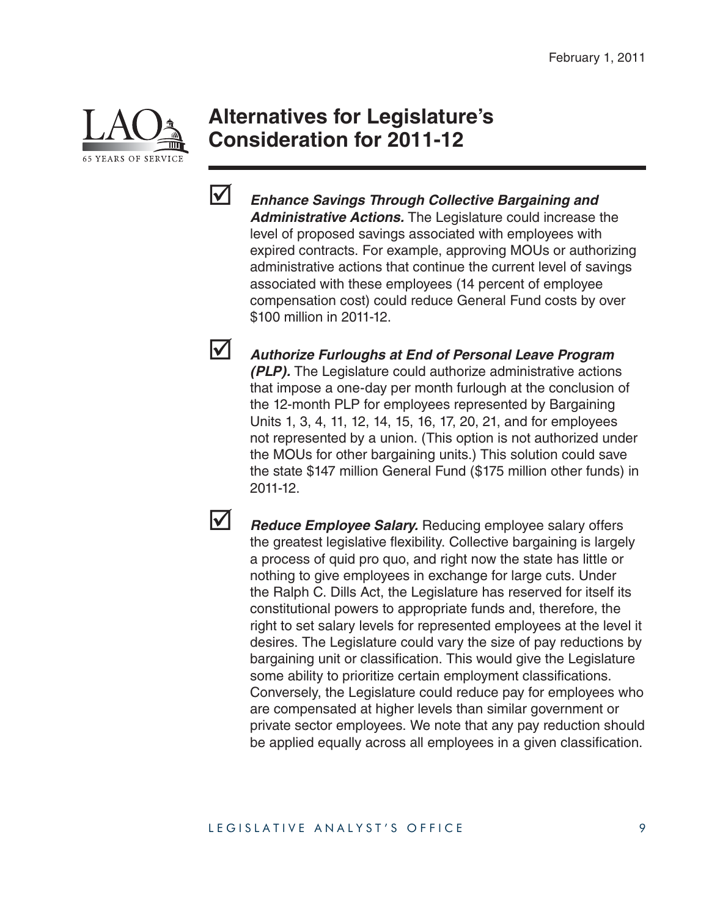# Alternatives for Legislature's Consideration for 2011-12

- ☑ ***Enhance Savings Through Collective Bargaining and Administrative Actions.*** The Legislature could increase the level of proposed savings associated with employees with expired contracts. For example, approving MOUs or authorizing administrative actions that continue the current level of savings associated with these employees (14 percent of employee compensation cost) could reduce General Fund costs by over $100 million in 2011-12.

- ☑ ***Authorize Furloughs at End of Personal Leave Program (PLP).*** The Legislature could authorize administrative actions that impose a one-day per month furlough at the conclusion of the 12-month PLP for employees represented by Bargaining Units 1, 3, 4, 11, 12, 14, 15, 16, 17, 20, 21, and for employees not represented by a union. (This option is not authorized under the MOUs for other bargaining units.) This solution could save the state $147 million General Fund ($175 million other funds) in 2011-12.

- ☑ ***Reduce Employee Salary.*** Reducing employee salary offers the greatest legislative flexibility. Collective bargaining is largely a process of quid pro quo, and right now the state has little or nothing to give employees in exchange for large cuts. Under the Ralph C. Dills Act, the Legislature has reserved for itself its constitutional powers to appropriate funds and, therefore, the right to set salary levels for represented employees at the level it desires. The Legislature could vary the size of pay reductions by bargaining unit or classification. This would give the Legislature some ability to prioritize certain employment classifications. Conversely, the Legislature could reduce pay for employees who are compensated at higher levels than similar government or private sector employees. We note that any pay reduction should be applied equally across all employees in a given classification.